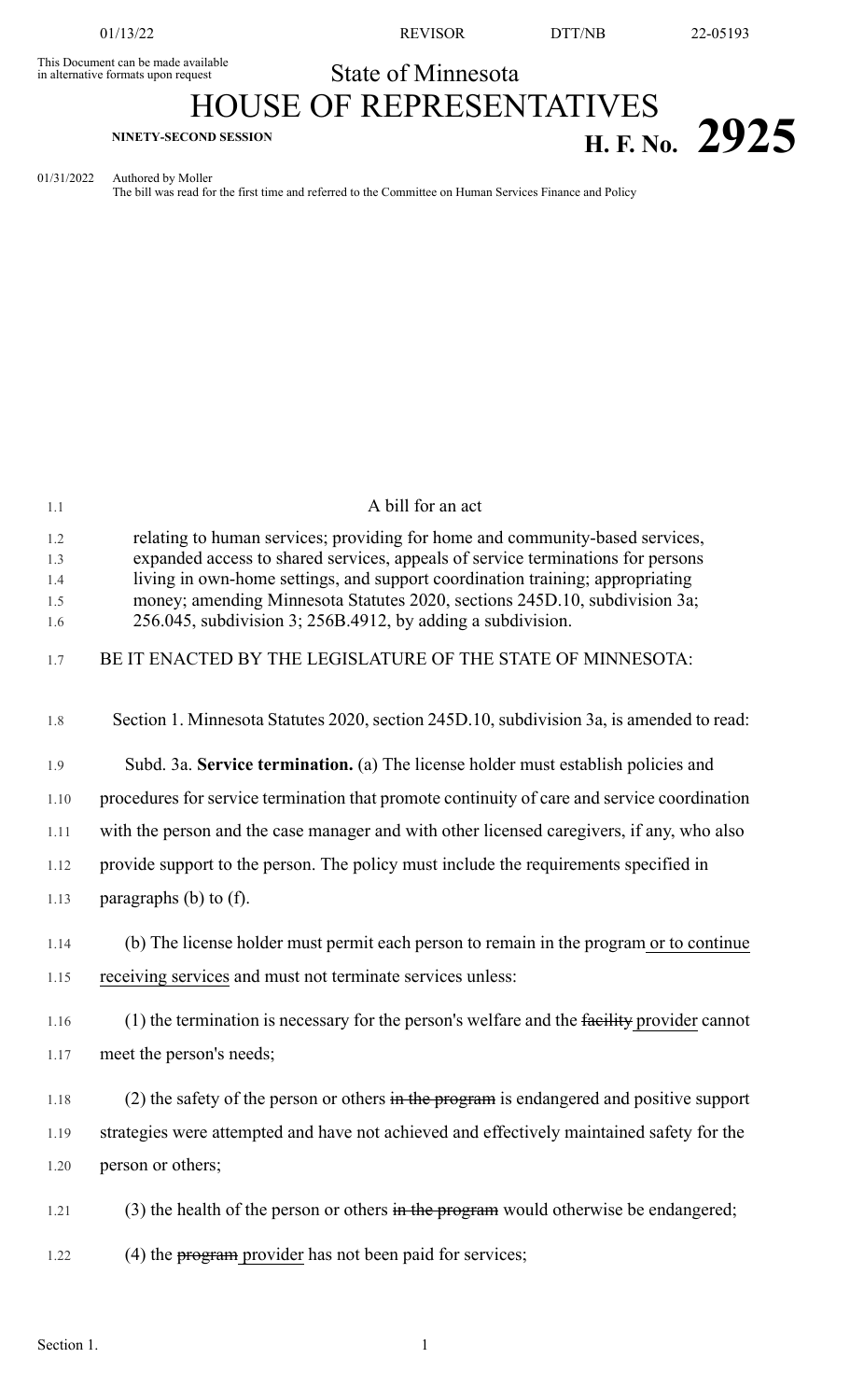This Document can be made available in alternative formats upon request

# State of Minnesota
# HOUSE OF REPRESENTATIVES

**NINETY-SECOND SESSION**

# H. F. No. 2925

01/31/2022 Authored by Moller
The bill was read for the first time and referred to the Committee on Human Services Finance and Policy

A bill for an act

relating to human services; providing for home and community-based services, expanded access to shared services, appeals of service terminations for persons living in own-home settings, and support coordination training; appropriating money; amending Minnesota Statutes 2020, sections 245D.10, subdivision 3a; 256.045, subdivision 3; 256B.4912, by adding a subdivision.

BE IT ENACTED BY THE LEGISLATURE OF THE STATE OF MINNESOTA:

Section 1. Minnesota Statutes 2020, section 245D.10, subdivision 3a, is amended to read:

Subd. 3a. **Service termination.** (a) The license holder must establish policies and procedures for service termination that promote continuity of care and service coordination with the person and the case manager and with other licensed caregivers, if any, who also provide support to the person. The policy must include the requirements specified in paragraphs (b) to (f).

(b) The license holder must permit each person to remain in the program or to continue receiving services and must not terminate services unless:

(1) the termination is necessary for the person's welfare and the ~~facility~~ provider cannot meet the person's needs;

(2) the safety of the person or others ~~in the program~~ is endangered and positive support strategies were attempted and have not achieved and effectively maintained safety for the person or others;

(3) the health of the person or others ~~in the program~~ would otherwise be endangered;

(4) the ~~program~~ provider has not been paid for services;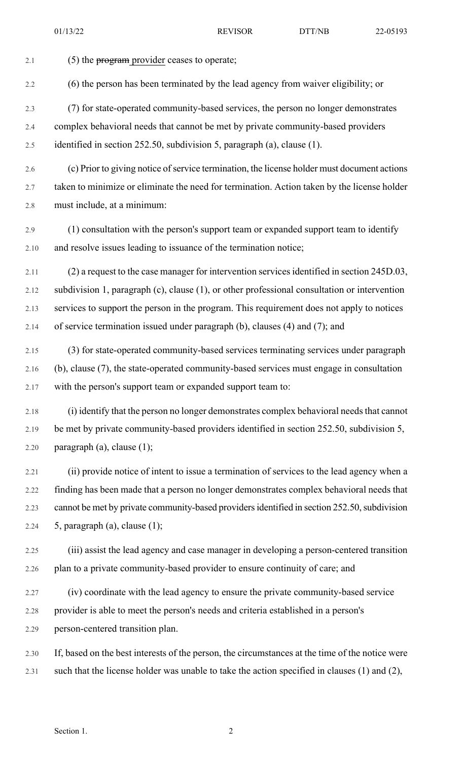(5) the ~~program~~ provider ceases to operate;

(6) the person has been terminated by the lead agency from waiver eligibility; or

(7) for state-operated community-based services, the person no longer demonstrates complex behavioral needs that cannot be met by private community-based providers identified in section 252.50, subdivision 5, paragraph (a), clause (1).

(c) Prior to giving notice of service termination, the license holder must document actions taken to minimize or eliminate the need for termination. Action taken by the license holder must include, at a minimum:

(1) consultation with the person's support team or expanded support team to identify and resolve issues leading to issuance of the termination notice;

(2) a request to the case manager for intervention services identified in section 245D.03, subdivision 1, paragraph (c), clause (1), or other professional consultation or intervention services to support the person in the program. This requirement does not apply to notices of service termination issued under paragraph (b), clauses (4) and (7); and

(3) for state-operated community-based services terminating services under paragraph (b), clause (7), the state-operated community-based services must engage in consultation with the person's support team or expanded support team to:

(i) identify that the person no longer demonstrates complex behavioral needs that cannot be met by private community-based providers identified in section 252.50, subdivision 5, paragraph (a), clause (1);

(ii) provide notice of intent to issue a termination of services to the lead agency when a finding has been made that a person no longer demonstrates complex behavioral needs that cannot be met by private community-based providers identified in section 252.50, subdivision 5, paragraph (a), clause (1);

(iii) assist the lead agency and case manager in developing a person-centered transition plan to a private community-based provider to ensure continuity of care; and

(iv) coordinate with the lead agency to ensure the private community-based service provider is able to meet the person's needs and criteria established in a person's person-centered transition plan.

If, based on the best interests of the person, the circumstances at the time of the notice were such that the license holder was unable to take the action specified in clauses (1) and (2),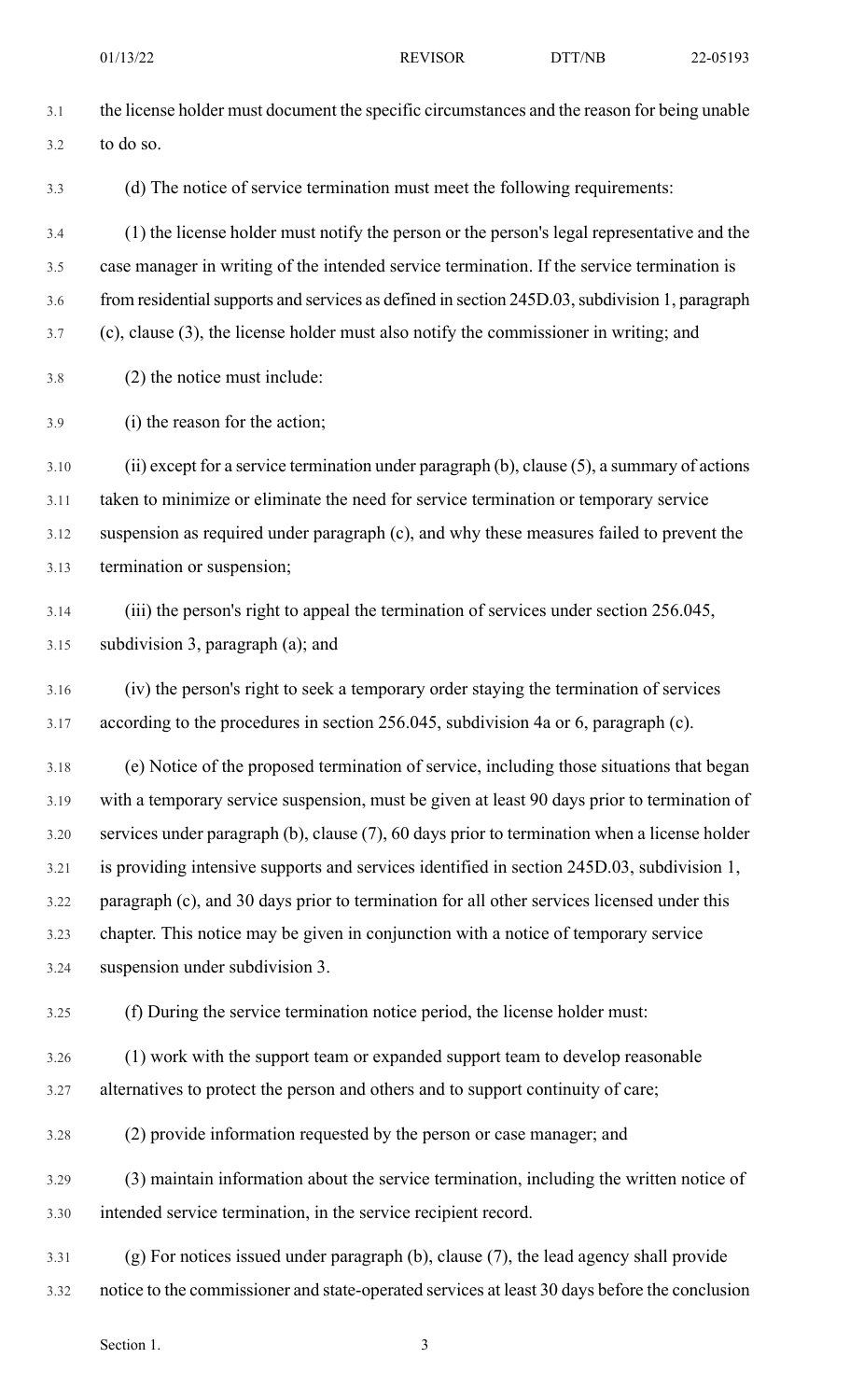the license holder must document the specific circumstances and the reason for being unable to do so.

(d) The notice of service termination must meet the following requirements:

(1) the license holder must notify the person or the person's legal representative and the case manager in writing of the intended service termination. If the service termination is from residential supports and services as defined in section 245D.03, subdivision 1, paragraph (c), clause (3), the license holder must also notify the commissioner in writing; and

(2) the notice must include:

(i) the reason for the action;

(ii) except for a service termination under paragraph (b), clause (5), a summary of actions taken to minimize or eliminate the need for service termination or temporary service suspension as required under paragraph (c), and why these measures failed to prevent the termination or suspension;

(iii) the person's right to appeal the termination of services under section 256.045, subdivision 3, paragraph (a); and

(iv) the person's right to seek a temporary order staying the termination of services according to the procedures in section 256.045, subdivision 4a or 6, paragraph (c).

(e) Notice of the proposed termination of service, including those situations that began with a temporary service suspension, must be given at least 90 days prior to termination of services under paragraph (b), clause (7), 60 days prior to termination when a license holder is providing intensive supports and services identified in section 245D.03, subdivision 1, paragraph (c), and 30 days prior to termination for all other services licensed under this chapter. This notice may be given in conjunction with a notice of temporary service suspension under subdivision 3.

(f) During the service termination notice period, the license holder must:

(1) work with the support team or expanded support team to develop reasonable alternatives to protect the person and others and to support continuity of care;

(2) provide information requested by the person or case manager; and

(3) maintain information about the service termination, including the written notice of intended service termination, in the service recipient record.

(g) For notices issued under paragraph (b), clause (7), the lead agency shall provide notice to the commissioner and state-operated services at least 30 days before the conclusion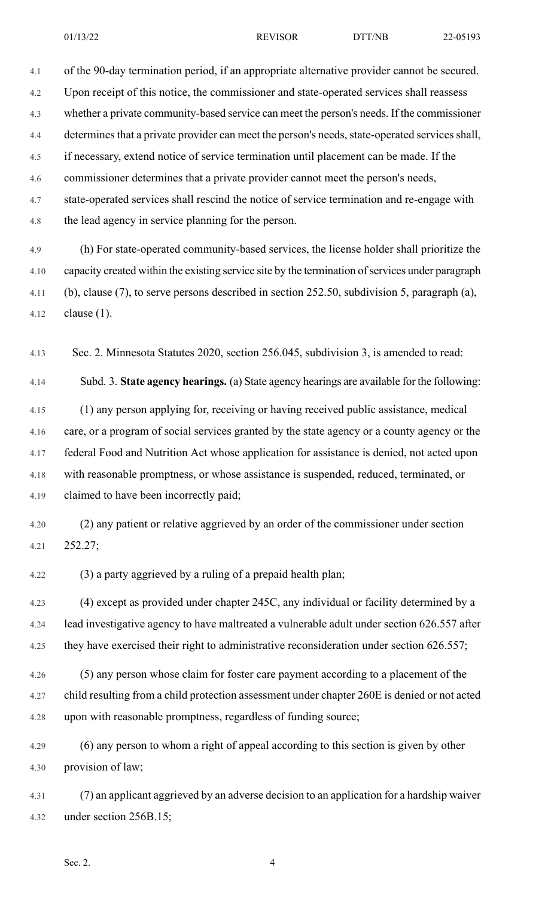of the 90-day termination period, if an appropriate alternative provider cannot be secured. Upon receipt of this notice, the commissioner and state-operated services shall reassess whether a private community-based service can meet the person's needs. If the commissioner determines that a private provider can meet the person's needs, state-operated services shall, if necessary, extend notice of service termination until placement can be made. If the commissioner determines that a private provider cannot meet the person's needs, state-operated services shall rescind the notice of service termination and re-engage with the lead agency in service planning for the person.

(h) For state-operated community-based services, the license holder shall prioritize the capacity created within the existing service site by the termination of services under paragraph (b), clause (7), to serve persons described in section 252.50, subdivision 5, paragraph (a), clause (1).

Sec. 2. Minnesota Statutes 2020, section 256.045, subdivision 3, is amended to read:

Subd. 3. **State agency hearings.** (a) State agency hearings are available for the following:

(1) any person applying for, receiving or having received public assistance, medical care, or a program of social services granted by the state agency or a county agency or the federal Food and Nutrition Act whose application for assistance is denied, not acted upon with reasonable promptness, or whose assistance is suspended, reduced, terminated, or claimed to have been incorrectly paid;

(2) any patient or relative aggrieved by an order of the commissioner under section 252.27;

(3) a party aggrieved by a ruling of a prepaid health plan;

(4) except as provided under chapter 245C, any individual or facility determined by a lead investigative agency to have maltreated a vulnerable adult under section 626.557 after they have exercised their right to administrative reconsideration under section 626.557;

(5) any person whose claim for foster care payment according to a placement of the child resulting from a child protection assessment under chapter 260E is denied or not acted upon with reasonable promptness, regardless of funding source;

(6) any person to whom a right of appeal according to this section is given by other provision of law;

(7) an applicant aggrieved by an adverse decision to an application for a hardship waiver under section 256B.15;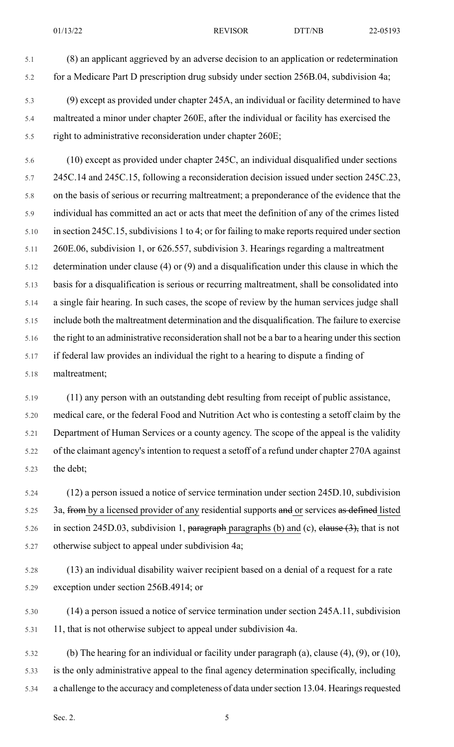(8) an applicant aggrieved by an adverse decision to an application or redetermination for a Medicare Part D prescription drug subsidy under section 256B.04, subdivision 4a;

(9) except as provided under chapter 245A, an individual or facility determined to have maltreated a minor under chapter 260E, after the individual or facility has exercised the right to administrative reconsideration under chapter 260E;

(10) except as provided under chapter 245C, an individual disqualified under sections 245C.14 and 245C.15, following a reconsideration decision issued under section 245C.23, on the basis of serious or recurring maltreatment; a preponderance of the evidence that the individual has committed an act or acts that meet the definition of any of the crimes listed in section 245C.15, subdivisions 1 to 4; or for failing to make reports required under section 260E.06, subdivision 1, or 626.557, subdivision 3. Hearings regarding a maltreatment determination under clause (4) or (9) and a disqualification under this clause in which the basis for a disqualification is serious or recurring maltreatment, shall be consolidated into a single fair hearing. In such cases, the scope of review by the human services judge shall include both the maltreatment determination and the disqualification. The failure to exercise the right to an administrative reconsideration shall not be a bar to a hearing under this section if federal law provides an individual the right to a hearing to dispute a finding of maltreatment;

(11) any person with an outstanding debt resulting from receipt of public assistance, medical care, or the federal Food and Nutrition Act who is contesting a setoff claim by the Department of Human Services or a county agency. The scope of the appeal is the validity of the claimant agency's intention to request a setoff of a refund under chapter 270A against the debt;

(12) a person issued a notice of service termination under section 245D.10, subdivision 3a, ~~from~~ by a licensed provider of any residential supports ~~and~~ or services ~~as defined~~ listed in section 245D.03, subdivision 1, ~~paragraph~~ paragraphs (b) and (c), ~~clause (3),~~ that is not otherwise subject to appeal under subdivision 4a;

(13) an individual disability waiver recipient based on a denial of a request for a rate exception under section 256B.4914; or

(14) a person issued a notice of service termination under section 245A.11, subdivision 11, that is not otherwise subject to appeal under subdivision 4a.

(b) The hearing for an individual or facility under paragraph (a), clause (4), (9), or (10), is the only administrative appeal to the final agency determination specifically, including a challenge to the accuracy and completeness of data under section 13.04. Hearings requested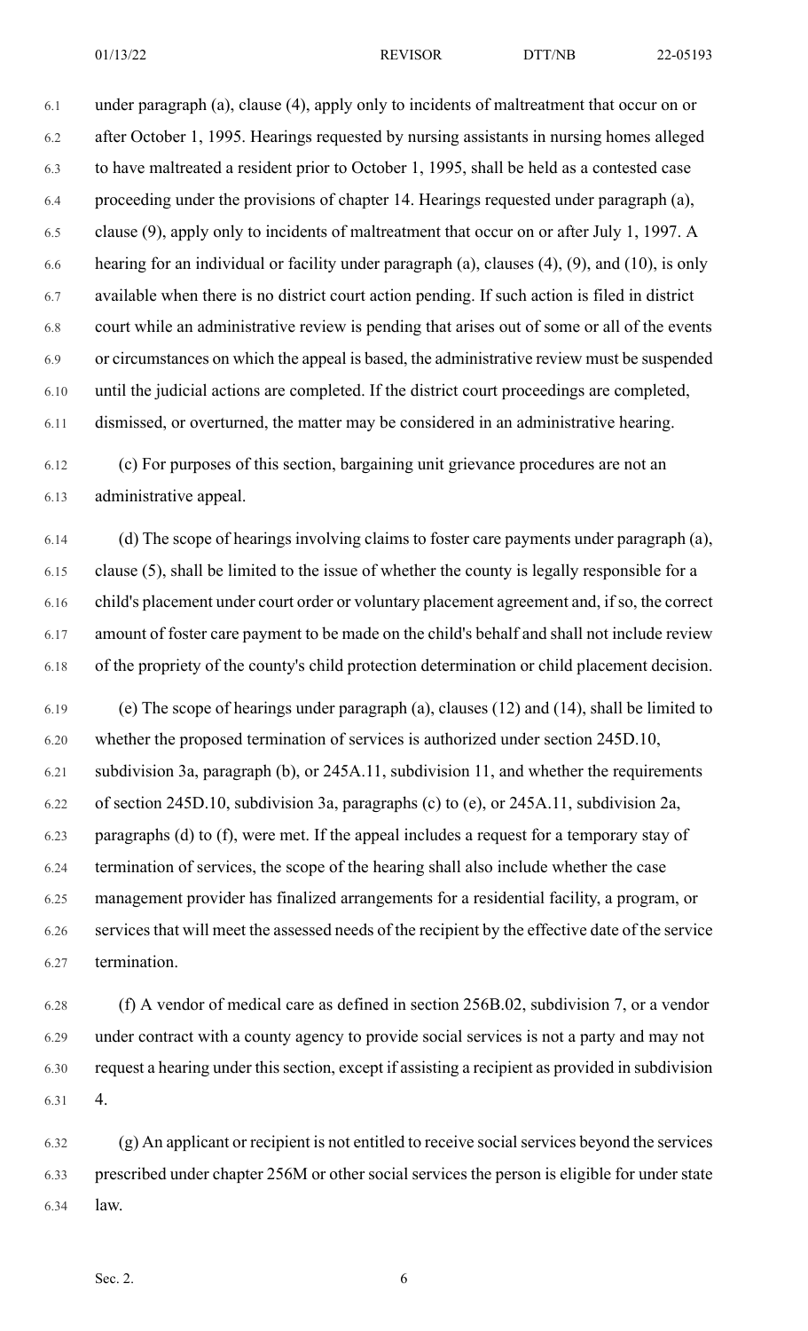under paragraph (a), clause (4), apply only to incidents of maltreatment that occur on or after October 1, 1995. Hearings requested by nursing assistants in nursing homes alleged to have maltreated a resident prior to October 1, 1995, shall be held as a contested case proceeding under the provisions of chapter 14. Hearings requested under paragraph (a), clause (9), apply only to incidents of maltreatment that occur on or after July 1, 1997. A hearing for an individual or facility under paragraph (a), clauses (4), (9), and (10), is only available when there is no district court action pending. If such action is filed in district court while an administrative review is pending that arises out of some or all of the events or circumstances on which the appeal is based, the administrative review must be suspended until the judicial actions are completed. If the district court proceedings are completed, dismissed, or overturned, the matter may be considered in an administrative hearing.

(c) For purposes of this section, bargaining unit grievance procedures are not an administrative appeal.

(d) The scope of hearings involving claims to foster care payments under paragraph (a), clause (5), shall be limited to the issue of whether the county is legally responsible for a child's placement under court order or voluntary placement agreement and, if so, the correct amount of foster care payment to be made on the child's behalf and shall not include review of the propriety of the county's child protection determination or child placement decision.

(e) The scope of hearings under paragraph (a), clauses (12) and (14), shall be limited to whether the proposed termination of services is authorized under section 245D.10, subdivision 3a, paragraph (b), or 245A.11, subdivision 11, and whether the requirements of section 245D.10, subdivision 3a, paragraphs (c) to (e), or 245A.11, subdivision 2a, paragraphs (d) to (f), were met. If the appeal includes a request for a temporary stay of termination of services, the scope of the hearing shall also include whether the case management provider has finalized arrangements for a residential facility, a program, or services that will meet the assessed needs of the recipient by the effective date of the service termination.

(f) A vendor of medical care as defined in section 256B.02, subdivision 7, or a vendor under contract with a county agency to provide social services is not a party and may not request a hearing under this section, except if assisting a recipient as provided in subdivision 4.

(g) An applicant or recipient is not entitled to receive social services beyond the services prescribed under chapter 256M or other social services the person is eligible for under state law.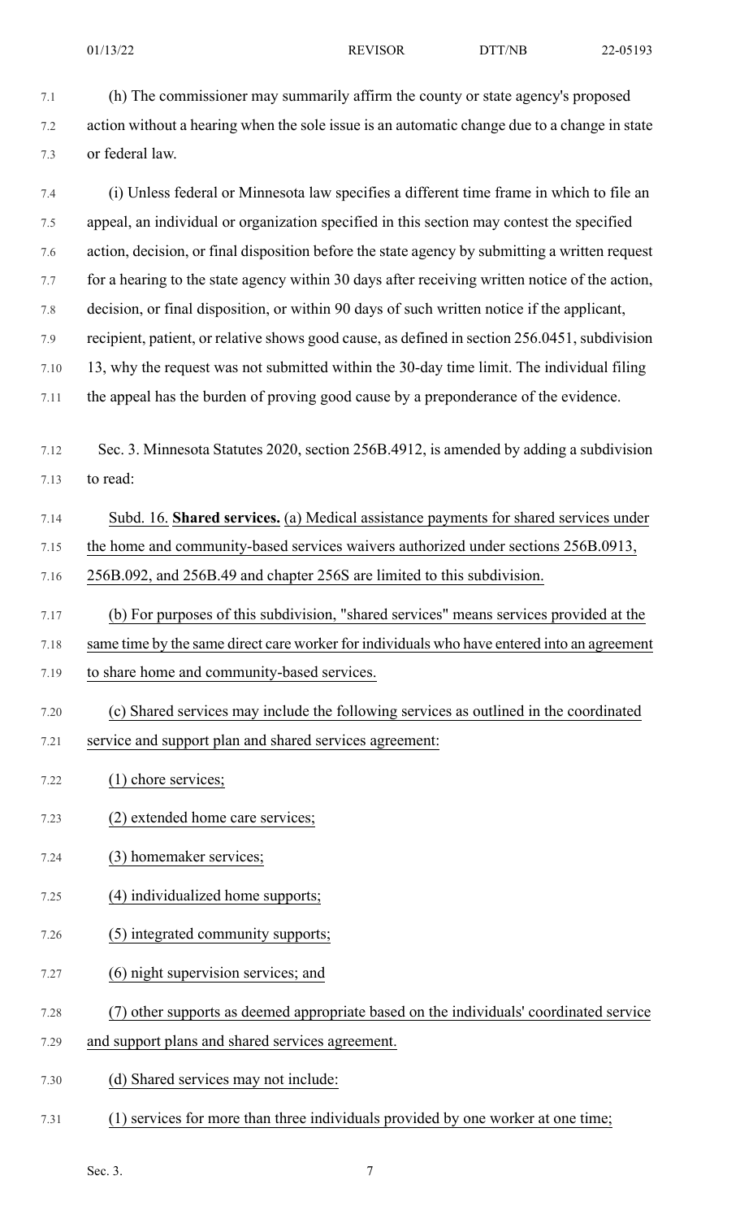(h) The commissioner may summarily affirm the county or state agency's proposed action without a hearing when the sole issue is an automatic change due to a change in state or federal law.

(i) Unless federal or Minnesota law specifies a different time frame in which to file an appeal, an individual or organization specified in this section may contest the specified action, decision, or final disposition before the state agency by submitting a written request for a hearing to the state agency within 30 days after receiving written notice of the action, decision, or final disposition, or within 90 days of such written notice if the applicant, recipient, patient, or relative shows good cause, as defined in section 256.0451, subdivision 13, why the request was not submitted within the 30-day time limit. The individual filing the appeal has the burden of proving good cause by a preponderance of the evidence.

Sec. 3. Minnesota Statutes 2020, section 256B.4912, is amended by adding a subdivision to read:

Subd. 16. **Shared services.** (a) Medical assistance payments for shared services under the home and community-based services waivers authorized under sections 256B.0913, 256B.092, and 256B.49 and chapter 256S are limited to this subdivision.

(b) For purposes of this subdivision, "shared services" means services provided at the same time by the same direct care worker for individuals who have entered into an agreement to share home and community-based services.

(c) Shared services may include the following services as outlined in the coordinated service and support plan and shared services agreement:

(1) chore services;

(2) extended home care services;

(3) homemaker services;

(4) individualized home supports;

(5) integrated community supports;

(6) night supervision services; and

(7) other supports as deemed appropriate based on the individuals' coordinated service and support plans and shared services agreement.

(d) Shared services may not include:

(1) services for more than three individuals provided by one worker at one time;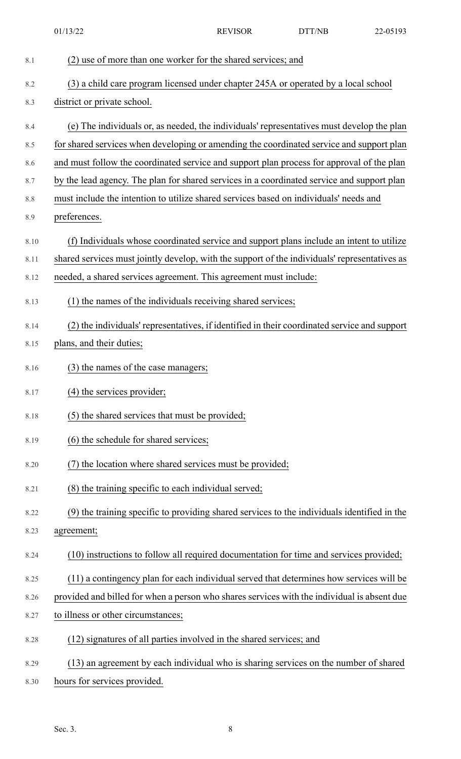(2) use of more than one worker for the shared services; and

(3) a child care program licensed under chapter 245A or operated by a local school district or private school.

(e) The individuals or, as needed, the individuals' representatives must develop the plan for shared services when developing or amending the coordinated service and support plan and must follow the coordinated service and support plan process for approval of the plan by the lead agency. The plan for shared services in a coordinated service and support plan must include the intention to utilize shared services based on individuals' needs and preferences.

(f) Individuals whose coordinated service and support plans include an intent to utilize shared services must jointly develop, with the support of the individuals' representatives as needed, a shared services agreement. This agreement must include:

(1) the names of the individuals receiving shared services;

(2) the individuals' representatives, if identified in their coordinated service and support plans, and their duties;

(3) the names of the case managers;

(4) the services provider;

(5) the shared services that must be provided;

(6) the schedule for shared services;

(7) the location where shared services must be provided;

(8) the training specific to each individual served;

(9) the training specific to providing shared services to the individuals identified in the agreement;

(10) instructions to follow all required documentation for time and services provided;

(11) a contingency plan for each individual served that determines how services will be provided and billed for when a person who shares services with the individual is absent due to illness or other circumstances;

(12) signatures of all parties involved in the shared services; and

(13) an agreement by each individual who is sharing services on the number of shared hours for services provided.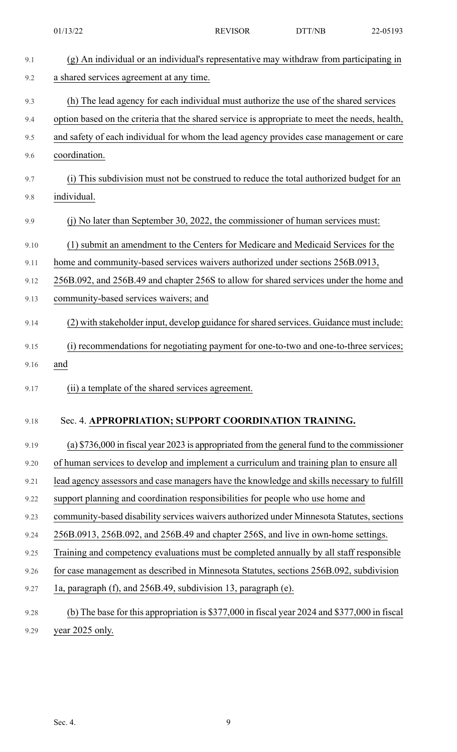(g) An individual or an individual's representative may withdraw from participating in a shared services agreement at any time.

(h) The lead agency for each individual must authorize the use of the shared services option based on the criteria that the shared service is appropriate to meet the needs, health, and safety of each individual for whom the lead agency provides case management or care coordination.

(i) This subdivision must not be construed to reduce the total authorized budget for an individual.

(j) No later than September 30, 2022, the commissioner of human services must:

(1) submit an amendment to the Centers for Medicare and Medicaid Services for the home and community-based services waivers authorized under sections 256B.0913, 256B.092, and 256B.49 and chapter 256S to allow for shared services under the home and community-based services waivers; and

(2) with stakeholder input, develop guidance for shared services. Guidance must include:

(i) recommendations for negotiating payment for one-to-two and one-to-three services; and

(ii) a template of the shared services agreement.

Sec. 4. **APPROPRIATION; SUPPORT COORDINATION TRAINING.**

(a) $736,000 in fiscal year 2023 is appropriated from the general fund to the commissioner of human services to develop and implement a curriculum and training plan to ensure all lead agency assessors and case managers have the knowledge and skills necessary to fulfill support planning and coordination responsibilities for people who use home and community-based disability services waivers authorized under Minnesota Statutes, sections 256B.0913, 256B.092, and 256B.49 and chapter 256S, and live in own-home settings. Training and competency evaluations must be completed annually by all staff responsible for case management as described in Minnesota Statutes, sections 256B.092, subdivision 1a, paragraph (f), and 256B.49, subdivision 13, paragraph (e).

(b) The base for this appropriation is $377,000 in fiscal year 2024 and $377,000 in fiscal year 2025 only.